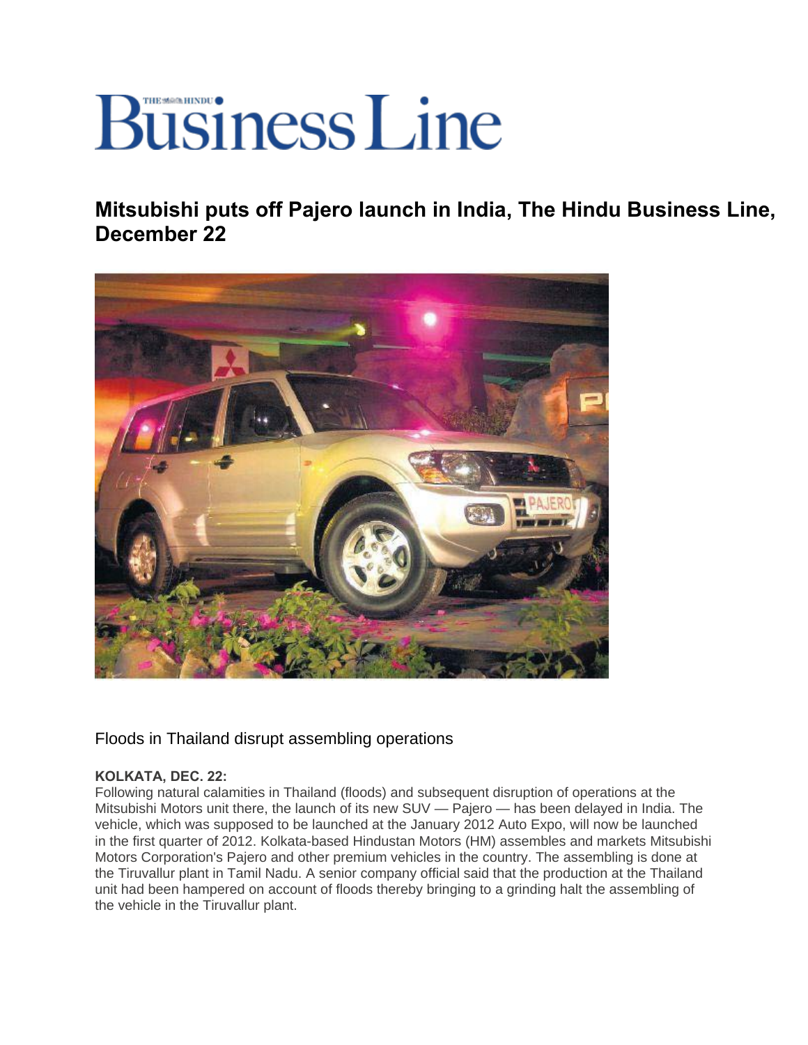# Business Line

## Mitsubishi puts off Pajero launch in India, The Hindu Business Line, December 22

Floods in Thailand disrupt assembling operations

**KOLKATA, DEC. 22:**
Following natural calamities in Thailand (floods) and subsequent disruption of operations at the Mitsubishi Motors unit there, the launch of its new SUV — Pajero — has been delayed in India. The vehicle, which was supposed to be launched at the January 2012 Auto Expo, will now be launched in the first quarter of 2012. Kolkata-based Hindustan Motors (HM) assembles and markets Mitsubishi Motors Corporation's Pajero and other premium vehicles in the country. The assembling is done at the Tiruvallur plant in Tamil Nadu. A senior company official said that the production at the Thailand unit had been hampered on account of floods thereby bringing to a grinding halt the assembling of the vehicle in the Tiruvallur plant.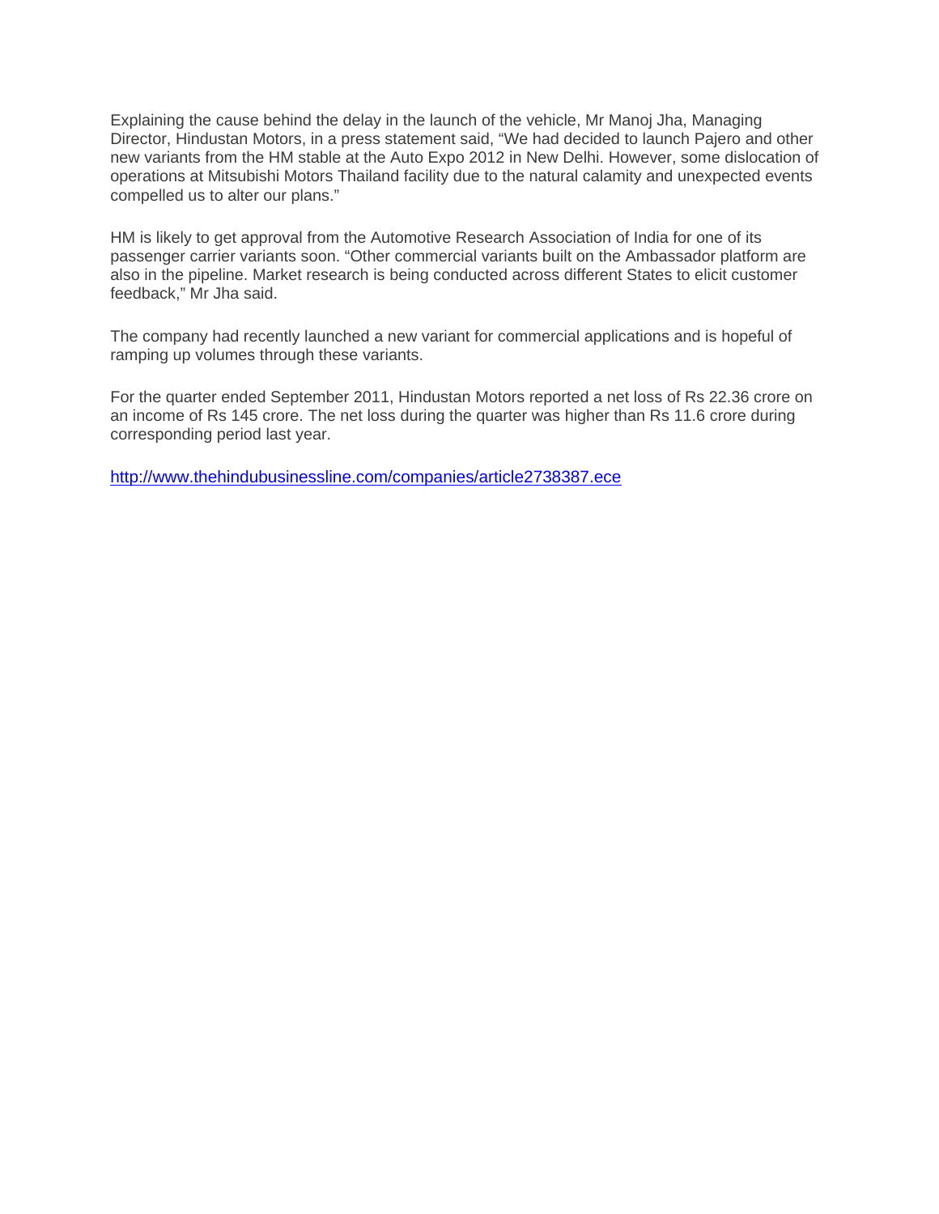Explaining the cause behind the delay in the launch of the vehicle, Mr Manoj Jha, Managing Director, Hindustan Motors, in a press statement said, "We had decided to launch Pajero and other new variants from the HM stable at the Auto Expo 2012 in New Delhi. However, some dislocation of operations at Mitsubishi Motors Thailand facility due to the natural calamity and unexpected events compelled us to alter our plans."

HM is likely to get approval from the Automotive Research Association of India for one of its passenger carrier variants soon. "Other commercial variants built on the Ambassador platform are also in the pipeline. Market research is being conducted across different States to elicit customer feedback," Mr Jha said.

The company had recently launched a new variant for commercial applications and is hopeful of ramping up volumes through these variants.

For the quarter ended September 2011, Hindustan Motors reported a net loss of Rs 22.36 crore on an income of Rs 145 crore. The net loss during the quarter was higher than Rs 11.6 crore during corresponding period last year.

http://www.thehindubusinessline.com/companies/article2738387.ece